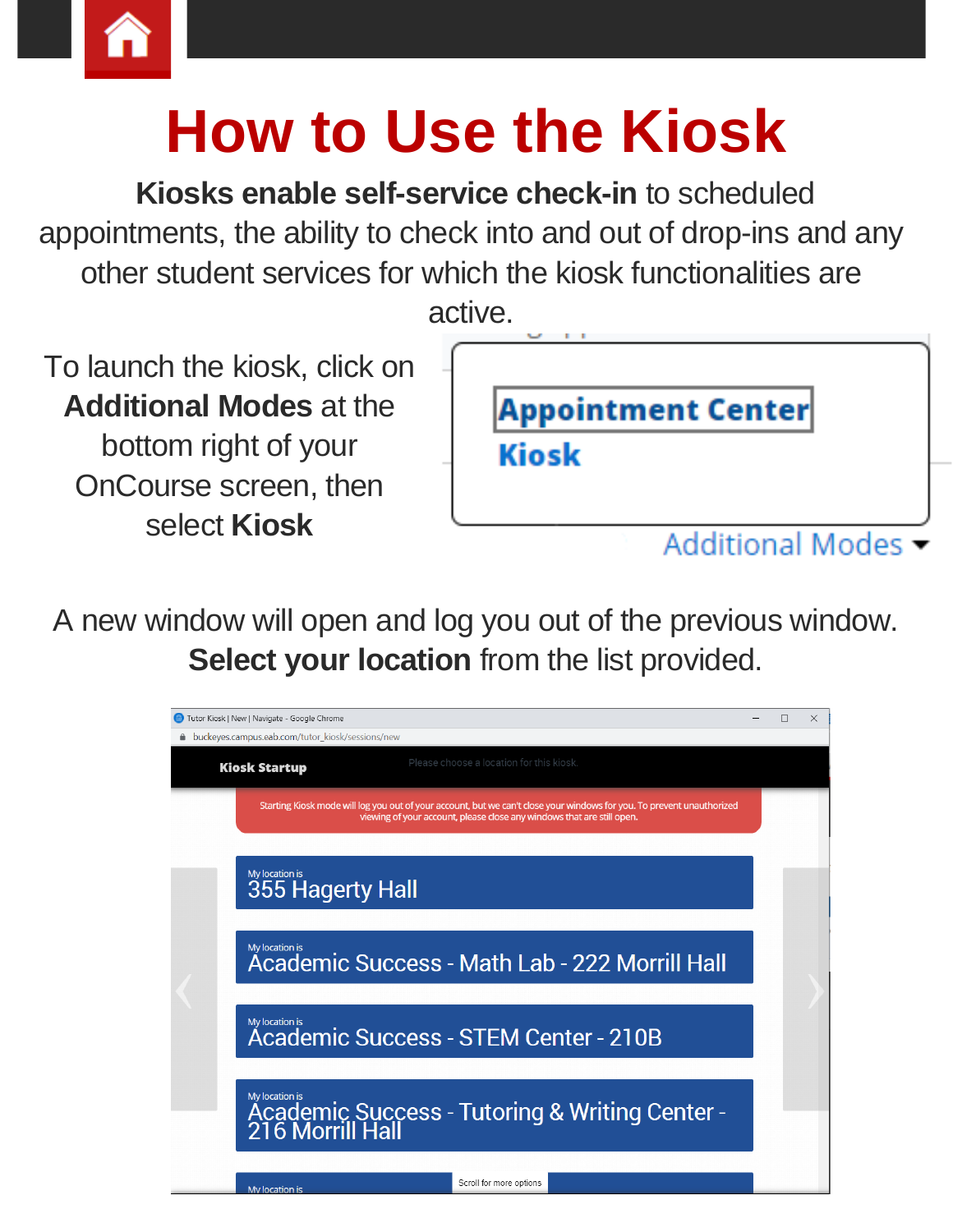# How to Use the Kiosk

**Kiosks enable self-service check-in** to scheduled appointments, the ability to check into and out of drop-ins and any other student services for which the kiosk functionalities are active.

To launch the kiosk, click on **Additional Modes** at the bottom right of your OnCourse screen, then select **Kiosk**

Appointment Center

Kiosk

Additional Modes

A new window will open and log you out of the previous window. **Select your location** from the list provided.

Tutor Kiosk | New | Navigate - Google Chrome

buckeyes.campus.eab.com/tutor_kiosk/sessions/new

**Kiosk Startup**

Please choose a location for this kiosk.

Starting Kiosk mode will log you out of your account, but we can't close your windows for you. To prevent unauthorized viewing of your account, please close any windows that are still open.

My location is
355 Hagerty Hall

My location is
Academic Success - Math Lab - 222 Morrill Hall

My location is
Academic Success - STEM Center - 210B

My location is
Academic Success - Tutoring & Writing Center - 216 Morrill Hall

My location is

Scroll for more options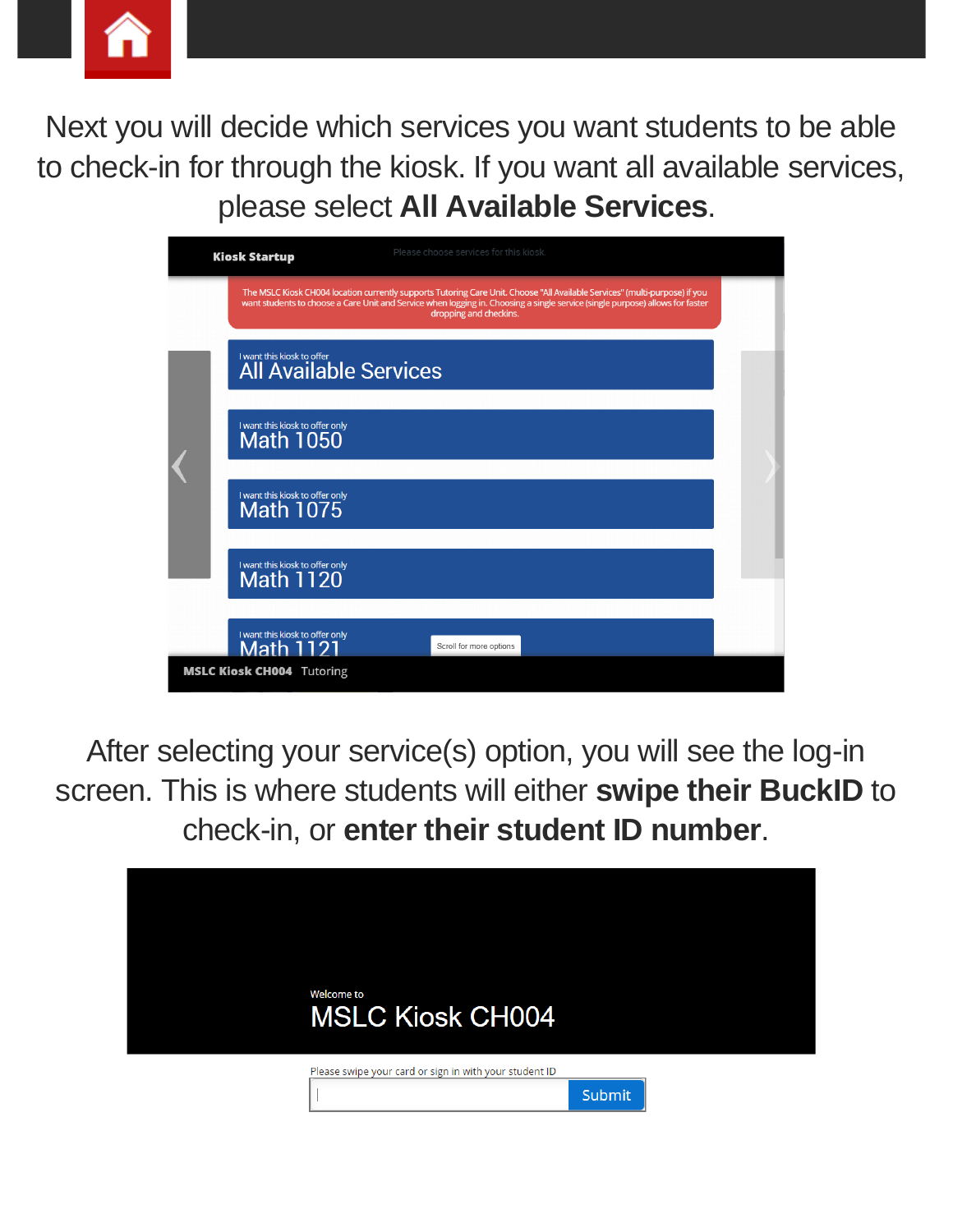Next you will decide which services you want students to be able to check-in for through the kiosk. If you want all available services, please select **All Available Services**.

After selecting your service(s) option, you will see the log-in screen. This is where students will either **swipe their BuckID** to check-in, or **enter their student ID number**.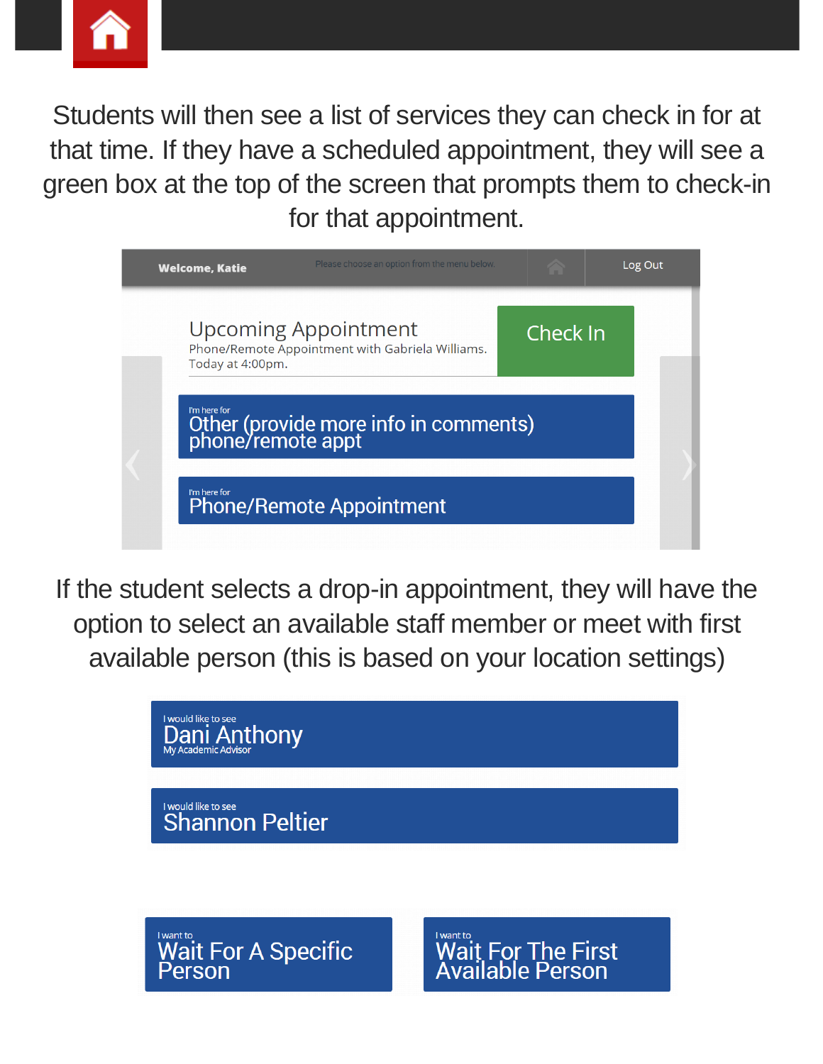Students will then see a list of services they can check in for at that time. If they have a scheduled appointment, they will see a green box at the top of the screen that prompts them to check-in for that appointment.

Welcome, Katie

Please choose an option from the menu below.

Log Out

Upcoming Appointment

Phone/Remote Appointment with Gabriela Williams.
Today at 4:00pm.

Check In

I'm here for
Other (provide more info in comments) phone/remote appt

I'm here for
Phone/Remote Appointment

If the student selects a drop-in appointment, they will have the option to select an available staff member or meet with first available person (this is based on your location settings)

I would like to see
Dani Anthony
My Academic Advisor

I would like to see
Shannon Peltier

I want to
Wait For A Specific Person

I want to
Wait For The First Available Person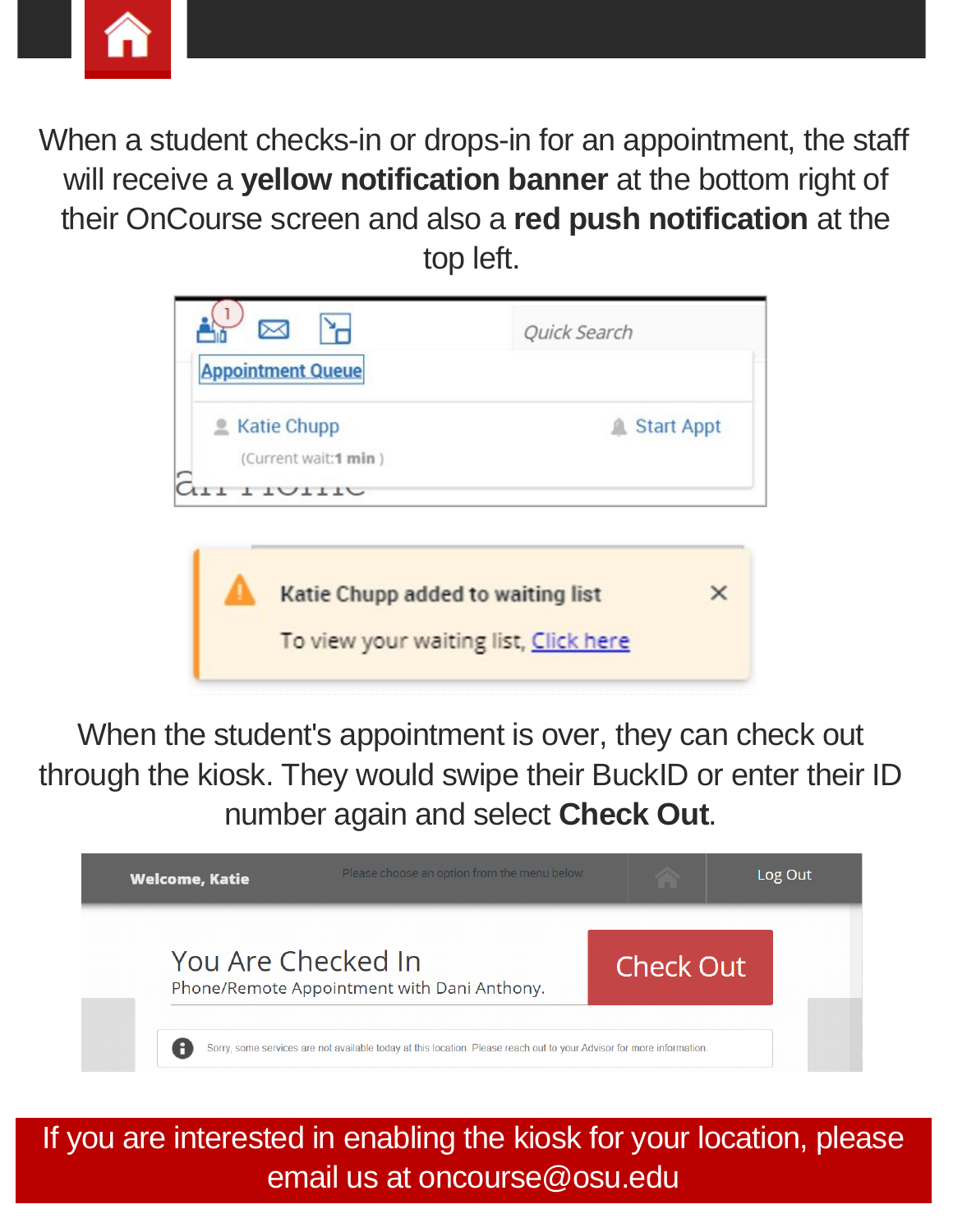When a student checks-in or drops-in for an appointment, the staff will receive a **yellow notification banner** at the bottom right of their OnCourse screen and also a **red push notification** at the top left.

Appointment Queue

Quick Search

Katie Chupp

(Current wait:**1 min** )

Start Appt

Katie Chupp added to waiting list

To view your waiting list, Click here

When the student's appointment is over, they can check out through the kiosk. They would swipe their BuckID or enter their ID number again and select **Check Out**.

Welcome, Katie

Please choose an option from the menu below.

Log Out

You Are Checked In

Phone/Remote Appointment with Dani Anthony.

Check Out

Sorry, some services are not available today at this location. Please reach out to your Advisor for more information.

If you are interested in enabling the kiosk for your location, please email us at oncourse@osu.edu